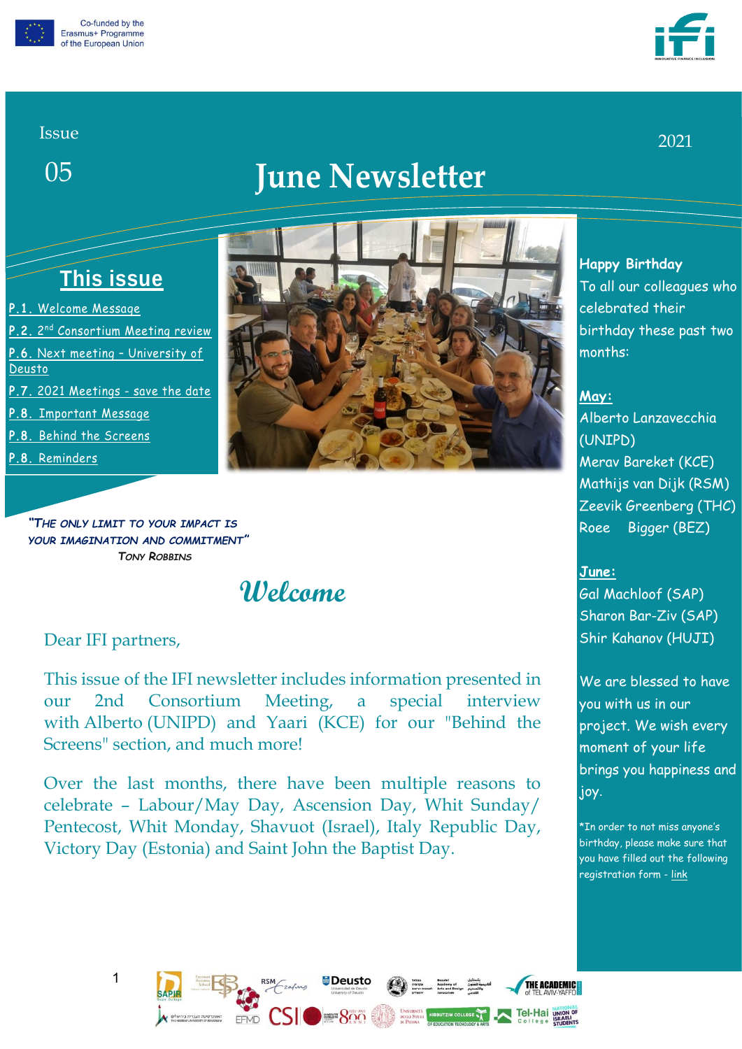Co-funded by the Erasmus+ Programme of the European Union

Issue

05

2021

# June Newsletter

## This issue

- P.1. Welcome Message
- P.2. 2nd Consortium Meeting review
- P.6. Next meeting – University of Deusto
- P.7. 2021 Meetings - save the date
- P.8. Important Message
- P.8. Behind the Screens
- P.8. Reminders

*"The only limit to your impact is your imagination and commitment"*
Tony Robbins

## Welcome

Dear IFI partners,

This issue of the IFI newsletter includes information presented in our 2nd Consortium Meeting, a special interview with Alberto (UNIPD) and Yaari (KCE) for our "Behind the Screens" section, and much more!

Over the last months, there have been multiple reasons to celebrate – Labour/May Day, Ascension Day, Whit Sunday/ Pentecost, Whit Monday, Shavuot (Israel), Italy Republic Day, Victory Day (Estonia) and Saint John the Baptist Day.

**Happy Birthday**

To all our colleagues who celebrated their birthday these past two months:

**May:**

Alberto Lanzavecchia (UNIPD)
Merav Bareket (KCE)
Mathijs van Dijk (RSM)
Zeevik Greenberg (THC)
Roee Bigger (BEZ)

**June:**

Gal Machloof (SAP)
Sharon Bar-Ziv (SAP)
Shir Kahanov (HUJI)

We are blessed to have you with us in our project. We wish every moment of your life brings you happiness and joy.

*In order to not miss anyone's birthday, please make sure that you have filled out the following registration form - link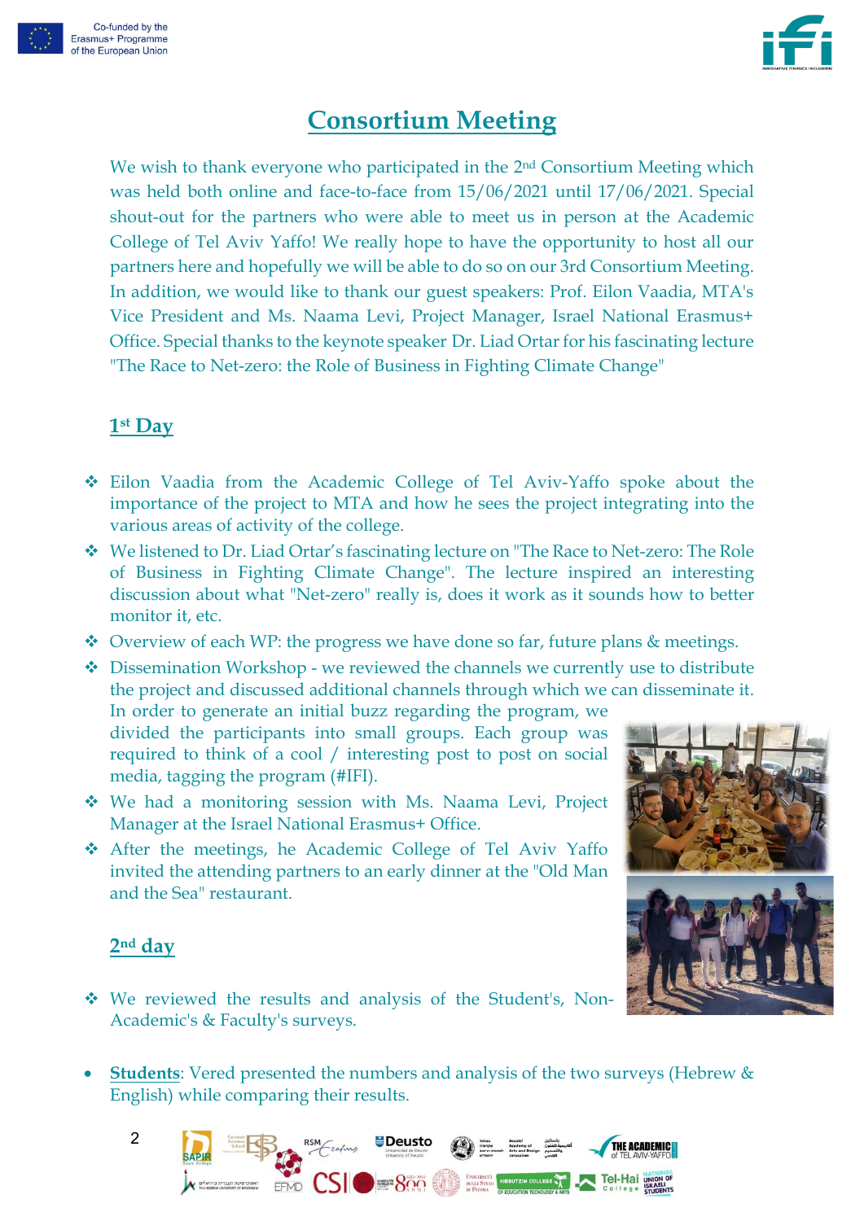# Consortium Meeting

We wish to thank everyone who participated in the 2nd Consortium Meeting which was held both online and face-to-face from 15/06/2021 until 17/06/2021. Special shout-out for the partners who were able to meet us in person at the Academic College of Tel Aviv Yaffo! We really hope to have the opportunity to host all our partners here and hopefully we will be able to do so on our 3rd Consortium Meeting. In addition, we would like to thank our guest speakers: Prof. Eilon Vaadia, MTA's Vice President and Ms. Naama Levi, Project Manager, Israel National Erasmus+ Office. Special thanks to the keynote speaker Dr. Liad Ortar for his fascinating lecture "The Race to Net-zero: the Role of Business in Fighting Climate Change"

## 1st Day

- Eilon Vaadia from the Academic College of Tel Aviv-Yaffo spoke about the importance of the project to MTA and how he sees the project integrating into the various areas of activity of the college.
- We listened to Dr. Liad Ortar's fascinating lecture on "The Race to Net-zero: The Role of Business in Fighting Climate Change". The lecture inspired an interesting discussion about what "Net-zero" really is, does it work as it sounds how to better monitor it, etc.
- Overview of each WP: the progress we have done so far, future plans & meetings.
- Dissemination Workshop - we reviewed the channels we currently use to distribute the project and discussed additional channels through which we can disseminate it. In order to generate an initial buzz regarding the program, we divided the participants into small groups. Each group was required to think of a cool / interesting post to post on social media, tagging the program (#IFI).
- We had a monitoring session with Ms. Naama Levi, Project Manager at the Israel National Erasmus+ Office.
- After the meetings, he Academic College of Tel Aviv Yaffo invited the attending partners to an early dinner at the "Old Man and the Sea" restaurant.

## 2nd day

- We reviewed the results and analysis of the Student's, Non-Academic's & Faculty's surveys.

- **Students**: Vered presented the numbers and analysis of the two surveys (Hebrew & English) while comparing their results.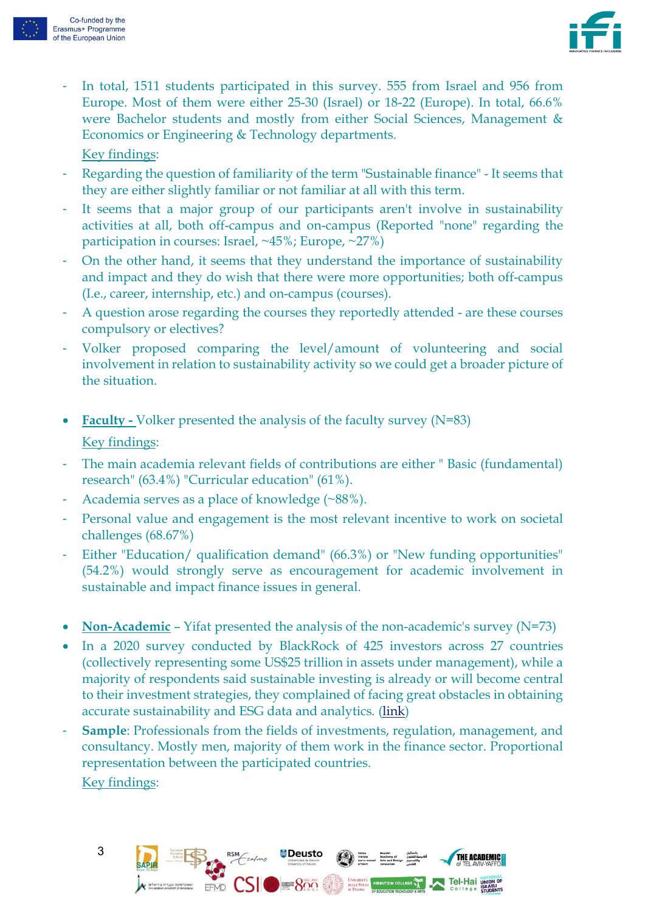- In total, 1511 students participated in this survey. 555 from Israel and 956 from Europe. Most of them were either 25-30 (Israel) or 18-22 (Europe). In total, 66.6% were Bachelor students and mostly from either Social Sciences, Management & Economics or Engineering & Technology departments.

  Key findings:
- Regarding the question of familiarity of the term "Sustainable finance" - It seems that they are either slightly familiar or not familiar at all with this term.
- It seems that a major group of our participants aren't involve in sustainability activities at all, both off-campus and on-campus (Reported "none" regarding the participation in courses: Israel, ~45%; Europe, ~27%)
- On the other hand, it seems that they understand the importance of sustainability and impact and they do wish that there were more opportunities; both off-campus (I.e., career, internship, etc.) and on-campus (courses).
- A question arose regarding the courses they reportedly attended - are these courses compulsory or electives?
- Volker proposed comparing the level/amount of volunteering and social involvement in relation to sustainability activity so we could get a broader picture of the situation.

- **Faculty -** Volker presented the analysis of the faculty survey (N=83)

  Key findings:
- The main academia relevant fields of contributions are either " Basic (fundamental) research" (63.4%) "Curricular education" (61%).
- Academia serves as a place of knowledge (~88%).
- Personal value and engagement is the most relevant incentive to work on societal challenges (68.67%)
- Either "Education/ qualification demand" (66.3%) or "New funding opportunities" (54.2%) would strongly serve as encouragement for academic involvement in sustainable and impact finance issues in general.

- **Non-Academic** – Yifat presented the analysis of the non-academic's survey (N=73)
- In a 2020 survey conducted by BlackRock of 425 investors across 27 countries (collectively representing some US$25 trillion in assets under management), while a majority of respondents said sustainable investing is already or will become central to their investment strategies, they complained of facing great obstacles in obtaining accurate sustainability and ESG data and analytics. (link)
- **Sample**: Professionals from the fields of investments, regulation, management, and consultancy. Mostly men, majority of them work in the finance sector. Proportional representation between the participated countries.

  Key findings: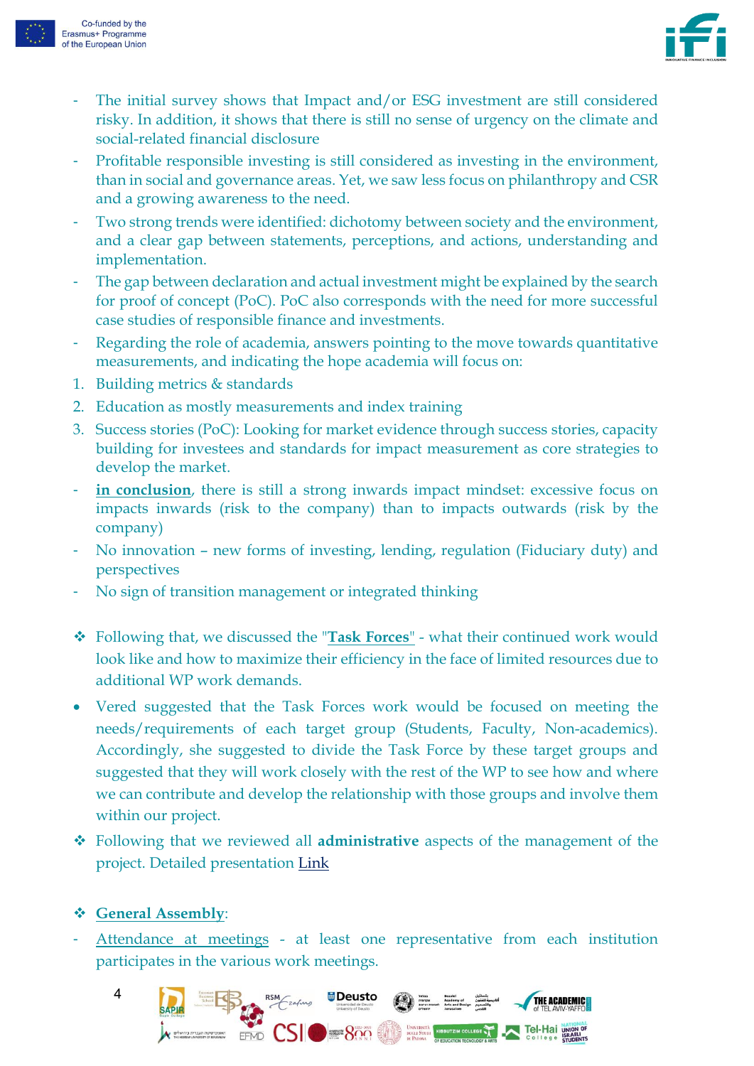- The initial survey shows that Impact and/or ESG investment are still considered risky. In addition, it shows that there is still no sense of urgency on the climate and social-related financial disclosure
- Profitable responsible investing is still considered as investing in the environment, than in social and governance areas. Yet, we saw less focus on philanthropy and CSR and a growing awareness to the need.
- Two strong trends were identified: dichotomy between society and the environment, and a clear gap between statements, perceptions, and actions, understanding and implementation.
- The gap between declaration and actual investment might be explained by the search for proof of concept (PoC). PoC also corresponds with the need for more successful case studies of responsible finance and investments.
- Regarding the role of academia, answers pointing to the move towards quantitative measurements, and indicating the hope academia will focus on:

1. Building metrics & standards
2. Education as mostly measurements and index training
3. Success stories (PoC): Looking for market evidence through success stories, capacity building for investees and standards for impact measurement as core strategies to develop the market.

- **in conclusion**, there is still a strong inwards impact mindset: excessive focus on impacts inwards (risk to the company) than to impacts outwards (risk by the company)
- No innovation – new forms of investing, lending, regulation (Fiduciary duty) and perspectives
- No sign of transition management or integrated thinking

- Following that, we discussed the "**Task Forces**" - what their continued work would look like and how to maximize their efficiency in the face of limited resources due to additional WP work demands.

- Vered suggested that the Task Forces work would be focused on meeting the needs/requirements of each target group (Students, Faculty, Non-academics). Accordingly, she suggested to divide the Task Force by these target groups and suggested that they will work closely with the rest of the WP to see how and where we can contribute and develop the relationship with those groups and involve them within our project.

- Following that we reviewed all **administrative** aspects of the management of the project. Detailed presentation Link

- **General Assembly**:

- Attendance at meetings - at least one representative from each institution participates in the various work meetings.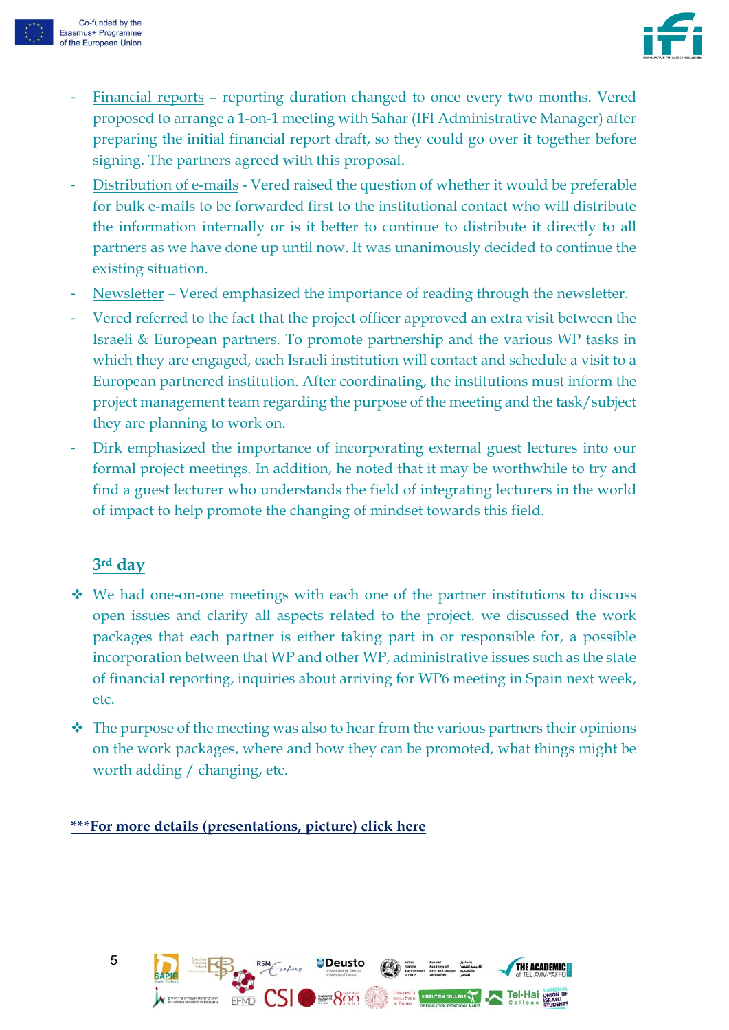- <u>Financial reports</u> – reporting duration changed to once every two months. Vered proposed to arrange a 1-on-1 meeting with Sahar (IFI Administrative Manager) after preparing the initial financial report draft, so they could go over it together before signing. The partners agreed with this proposal.
- <u>Distribution of e-mails</u> - Vered raised the question of whether it would be preferable for bulk e-mails to be forwarded first to the institutional contact who will distribute the information internally or is it better to continue to distribute it directly to all partners as we have done up until now. It was unanimously decided to continue the existing situation.
- <u>Newsletter</u> – Vered emphasized the importance of reading through the newsletter.
- Vered referred to the fact that the project officer approved an extra visit between the Israeli & European partners. To promote partnership and the various WP tasks in which they are engaged, each Israeli institution will contact and schedule a visit to a European partnered institution. After coordinating, the institutions must inform the project management team regarding the purpose of the meeting and the task/subject they are planning to work on.
- Dirk emphasized the importance of incorporating external guest lectures into our formal project meetings. In addition, he noted that it may be worthwhile to try and find a guest lecturer who understands the field of integrating lecturers in the world of impact to help promote the changing of mindset towards this field.

## <u>3rd day</u>

- We had one-on-one meetings with each one of the partner institutions to discuss open issues and clarify all aspects related to the project. we discussed the work packages that each partner is either taking part in or responsible for, a possible incorporation between that WP and other WP, administrative issues such as the state of financial reporting, inquiries about arriving for WP6 meeting in Spain next week, etc.
- The purpose of the meeting was also to hear from the various partners their opinions on the work packages, where and how they can be promoted, what things might be worth adding / changing, etc.

**<u>***For more details (presentations, picture) click here</u>**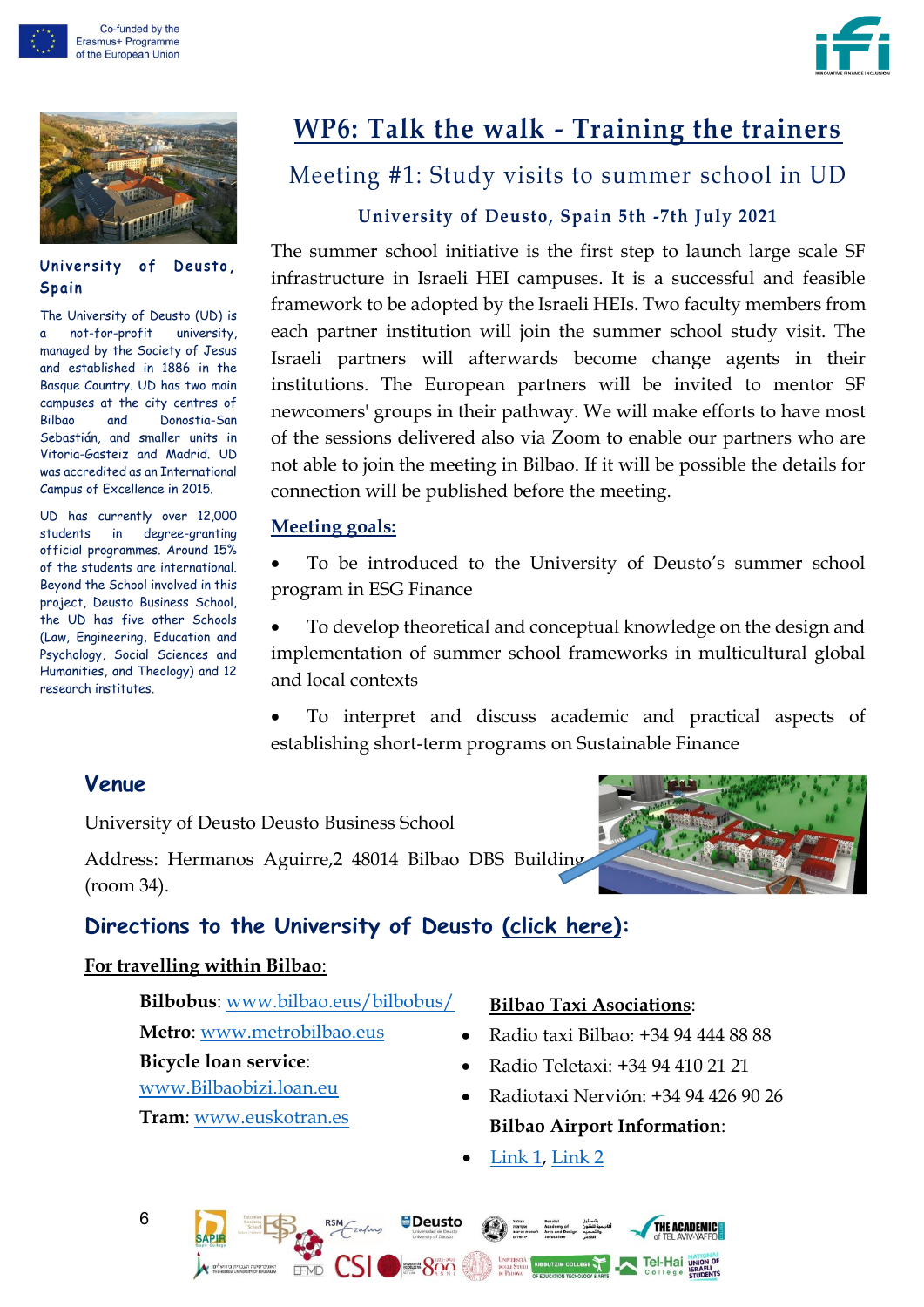# WP6: Talk the walk - Training the trainers

## Meeting #1: Study visits to summer school in UD

### University of Deusto, Spain 5th -7th July 2021

The summer school initiative is the first step to launch large scale SF infrastructure in Israeli HEI campuses. It is a successful and feasible framework to be adopted by the Israeli HEIs. Two faculty members from each partner institution will join the summer school study visit. The Israeli partners will afterwards become change agents in their institutions. The European partners will be invited to mentor SF newcomers' groups in their pathway. We will make efforts to have most of the sessions delivered also via Zoom to enable our partners who are not able to join the meeting in Bilbao. If it will be possible the details for connection will be published before the meeting.

**Meeting goals:**

- To be introduced to the University of Deusto's summer school program in ESG Finance
- To develop theoretical and conceptual knowledge on the design and implementation of summer school frameworks in multicultural global and local contexts
- To interpret and discuss academic and practical aspects of establishing short-term programs on Sustainable Finance

**University of Deusto, Spain**

The University of Deusto (UD) is a not-for-profit university, managed by the Society of Jesus and established in 1886 in the Basque Country. UD has two main campuses at the city centres of Bilbao and Donostia-San Sebastián, and smaller units in Vitoria-Gasteiz and Madrid. UD was accredited as an International Campus of Excellence in 2015.

UD has currently over 12,000 students in degree-granting official programmes. Around 15% of the students are international. Beyond the School involved in this project, Deusto Business School, the UD has five other Schools (Law, Engineering, Education and Psychology, Social Sciences and Humanities, and Theology) and 12 research institutes.

## Venue

University of Deusto Deusto Business School

Address: Hermanos Aguirre,2 48014 Bilbao DBS Building (room 34).

## Directions to the University of Deusto (click here):

**For travelling within Bilbao**:

**Bilbobus**: www.bilbao.eus/bilbobus/

**Metro**: www.metrobilbao.eus

**Bicycle loan service**: www.Bilbaobizi.loan.eu

**Tram**: www.euskotran.es

**Bilbao Taxi Asociations**:

- Radio taxi Bilbao: +34 94 444 88 88
- Radio Teletaxi: +34 94 410 21 21
- Radiotaxi Nervión: +34 94 426 90 26

**Bilbao Airport Information**:

- Link 1, Link 2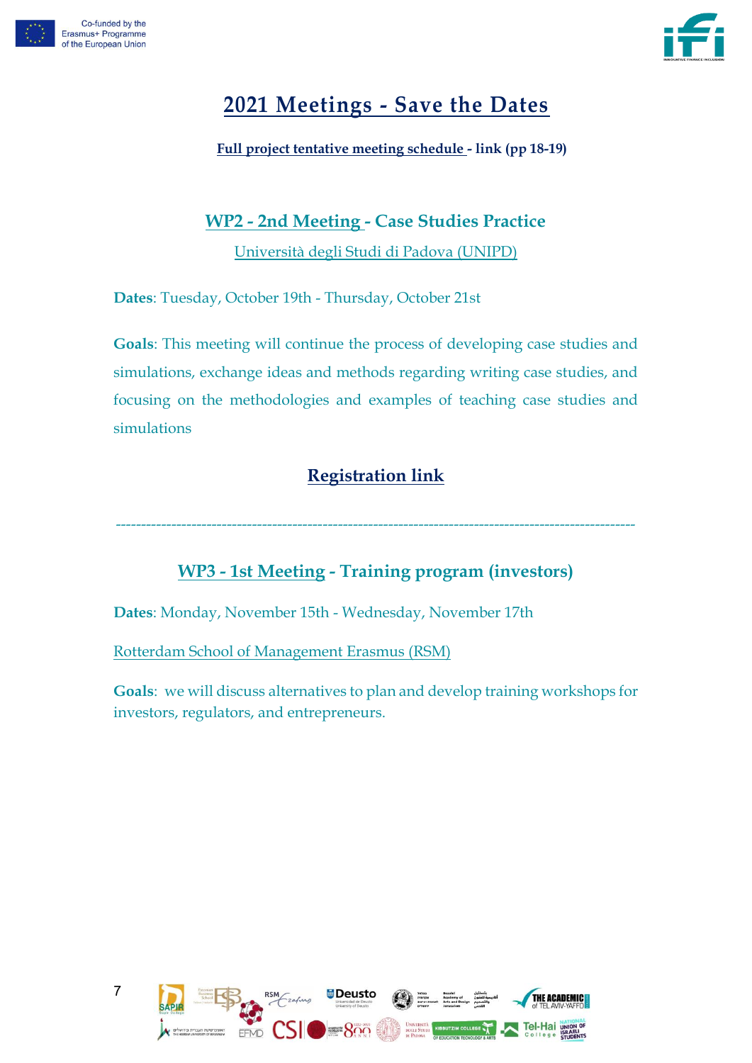# 2021 Meetings - Save the Dates

**Full project tentative meeting schedule - link (pp 18-19)**

## WP2 - 2nd Meeting - Case Studies Practice

Università degli Studi di Padova (UNIPD)

**Dates**: Tuesday, October 19th - Thursday, October 21st

**Goals**: This meeting will continue the process of developing case studies and simulations, exchange ideas and methods regarding writing case studies, and focusing on the methodologies and examples of teaching case studies and simulations

**Registration link**

---

## WP3 - 1st Meeting - Training program (investors)

**Dates**: Monday, November 15th - Wednesday, November 17th

Rotterdam School of Management Erasmus (RSM)

**Goals**: we will discuss alternatives to plan and develop training workshops for investors, regulators, and entrepreneurs.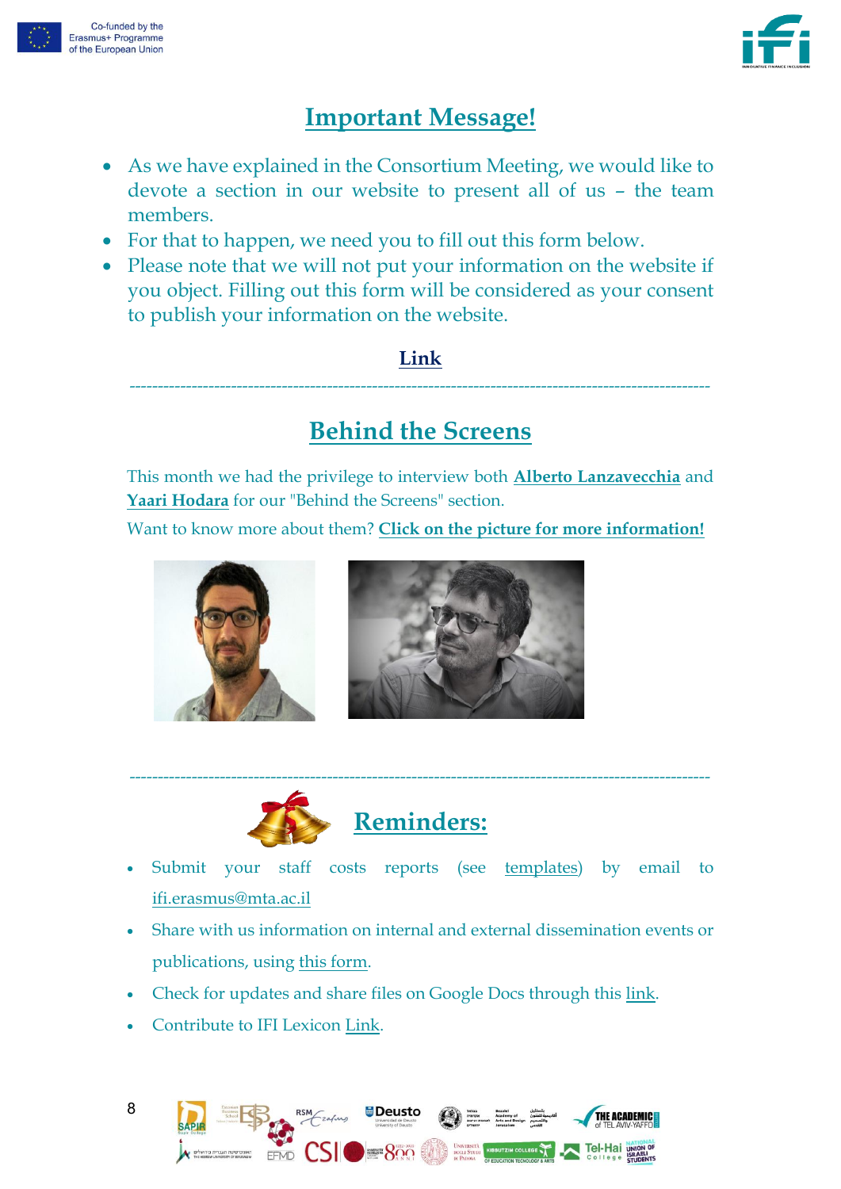## Important Message!

- As we have explained in the Consortium Meeting, we would like to devote a section in our website to present all of us – the team members.
- For that to happen, we need you to fill out this form below.
- Please note that we will not put your information on the website if you object. Filling out this form will be considered as your consent to publish your information on the website.

**Link**

---

## Behind the Screens

This month we had the privilege to interview both **Alberto Lanzavecchia** and **Yaari Hodara** for our "Behind the Screens" section.

Want to know more about them? **Click on the picture for more information!**

---

## Reminders:

- Submit your staff costs reports (see templates) by email to ifi.erasmus@mta.ac.il
- Share with us information on internal and external dissemination events or publications, using this form.
- Check for updates and share files on Google Docs through this link.
- Contribute to IFI Lexicon Link.